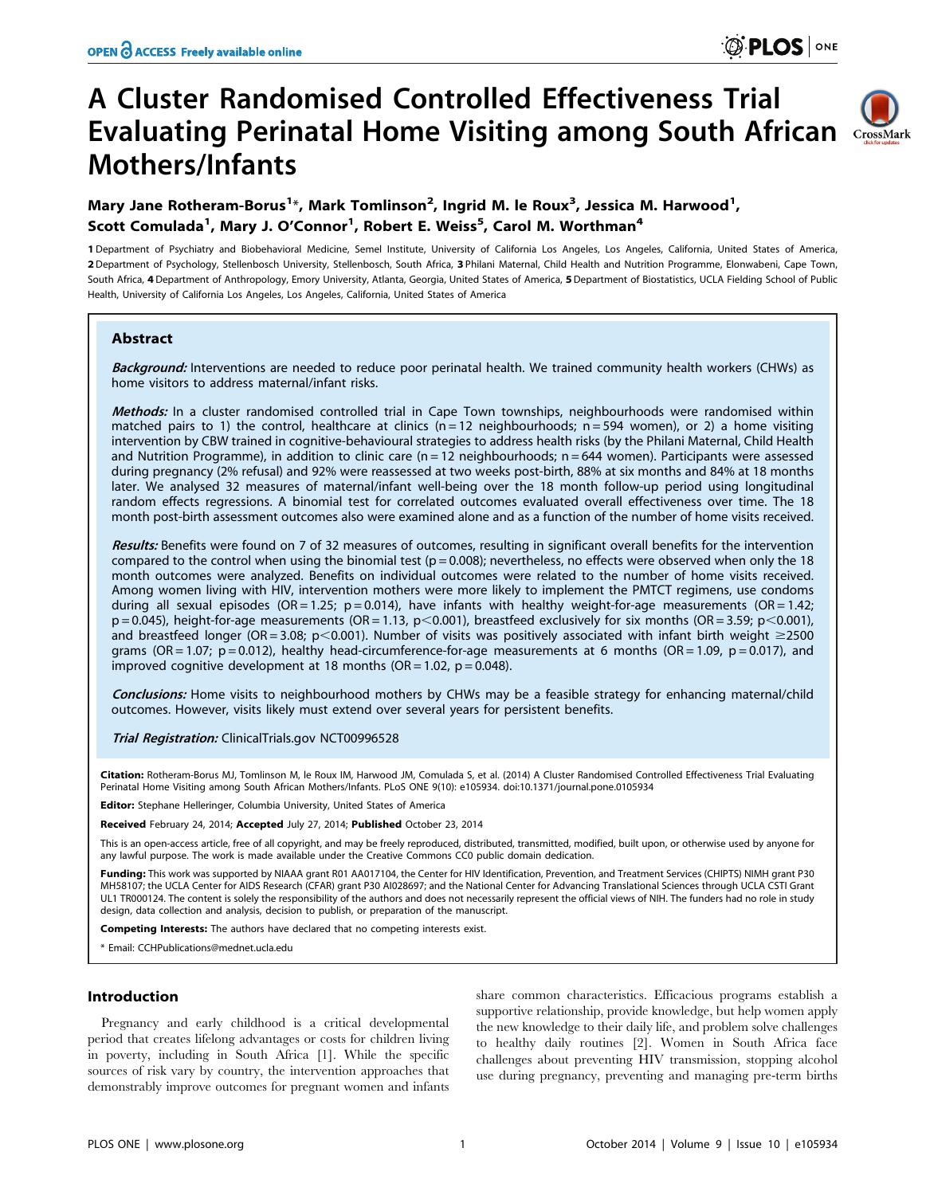# A Cluster Randomised Controlled Effectiveness Trial Evaluating Perinatal Home Visiting among South African Mothers/Infants

**Mary Jane Rotheram-Borus[1]*, Mark Tomlinson[2], Ingrid M. le Roux[3], Jessica M. Harwood[1], Scott Comulada[1], Mary J. O'Connor[1], Robert E. Weiss[5], Carol M. Worthman[4]**

1 Department of Psychiatry and Biobehavioral Medicine, Semel Institute, University of California Los Angeles, Los Angeles, California, United States of America, 2 Department of Psychology, Stellenbosch University, Stellenbosch, South Africa, 3 Philani Maternal, Child Health and Nutrition Programme, Elonwabeni, Cape Town, South Africa, 4 Department of Anthropology, Emory University, Atlanta, Georgia, United States of America, 5 Department of Biostatistics, UCLA Fielding School of Public Health, University of California Los Angeles, Los Angeles, California, United States of America

## Abstract

***Background:*** Interventions are needed to reduce poor perinatal health. We trained community health workers (CHWs) as home visitors to address maternal/infant risks.

***Methods:*** In a cluster randomised controlled trial in Cape Town townships, neighbourhoods were randomised within matched pairs to 1) the control, healthcare at clinics (n = 12 neighbourhoods; n = 594 women), or 2) a home visiting intervention by CBW trained in cognitive-behavioural strategies to address health risks (by the Philani Maternal, Child Health and Nutrition Programme), in addition to clinic care (n = 12 neighbourhoods; n = 644 women). Participants were assessed during pregnancy (2% refusal) and 92% were reassessed at two weeks post-birth, 88% at six months and 84% at 18 months later. We analysed 32 measures of maternal/infant well-being over the 18 month follow-up period using longitudinal random effects regressions. A binomial test for correlated outcomes evaluated overall effectiveness over time. The 18 month post-birth assessment outcomes also were examined alone and as a function of the number of home visits received.

***Results:*** Benefits were found on 7 of 32 measures of outcomes, resulting in significant overall benefits for the intervention compared to the control when using the binomial test (p = 0.008); nevertheless, no effects were observed when only the 18 month outcomes were analyzed. Benefits on individual outcomes were related to the number of home visits received. Among women living with HIV, intervention mothers were more likely to implement the PMTCT regimens, use condoms during all sexual episodes (OR = 1.25; p = 0.014), have infants with healthy weight-for-age measurements (OR = 1.42; p = 0.045), height-for-age measurements (OR = 1.13, p<0.001), breastfeed exclusively for six months (OR = 3.59; p<0.001), and breastfeed longer (OR = 3.08; p<0.001). Number of visits was positively associated with infant birth weight ≥2500 grams (OR = 1.07; p = 0.012), healthy head-circumference-for-age measurements at 6 months (OR = 1.09, p = 0.017), and improved cognitive development at 18 months (OR = 1.02, p = 0.048).

***Conclusions:*** Home visits to neighbourhood mothers by CHWs may be a feasible strategy for enhancing maternal/child outcomes. However, visits likely must extend over several years for persistent benefits.

***Trial Registration:*** ClinicalTrials.gov NCT00996528

**Citation:** Rotheram-Borus MJ, Tomlinson M, le Roux IM, Harwood JM, Comulada S, et al. (2014) A Cluster Randomised Controlled Effectiveness Trial Evaluating Perinatal Home Visiting among South African Mothers/Infants. PLoS ONE 9(10): e105934. doi:10.1371/journal.pone.0105934

**Editor:** Stephane Helleringer, Columbia University, United States of America

**Received** February 24, 2014; **Accepted** July 27, 2014; **Published** October 23, 2014

This is an open-access article, free of all copyright, and may be freely reproduced, distributed, transmitted, modified, built upon, or otherwise used by anyone for any lawful purpose. The work is made available under the Creative Commons CC0 public domain dedication.

**Funding:** This work was supported by NIAAA grant R01 AA017104, the Center for HIV Identification, Prevention, and Treatment Services (CHIPTS) NIMH grant P30 MH58107; the UCLA Center for AIDS Research (CFAR) grant P30 AI028697; and the National Center for Advancing Translational Sciences through UCLA CSTI Grant UL1 TR000124. The content is solely the responsibility of the authors and does not necessarily represent the official views of NIH. The funders had no role in study design, data collection and analysis, decision to publish, or preparation of the manuscript.

**Competing Interests:** The authors have declared that no competing interests exist.

\* Email: CCHPublications@mednet.ucla.edu

## Introduction

Pregnancy and early childhood is a critical developmental period that creates lifelong advantages or costs for children living in poverty, including in South Africa [1]. While the specific sources of risk vary by country, the intervention approaches that demonstrably improve outcomes for pregnant women and infants share common characteristics. Efficacious programs establish a supportive relationship, provide knowledge, but help women apply the new knowledge to their daily life, and problem solve challenges to healthy daily routines [2]. Women in South Africa face challenges about preventing HIV transmission, stopping alcohol use during pregnancy, preventing and managing pre-term births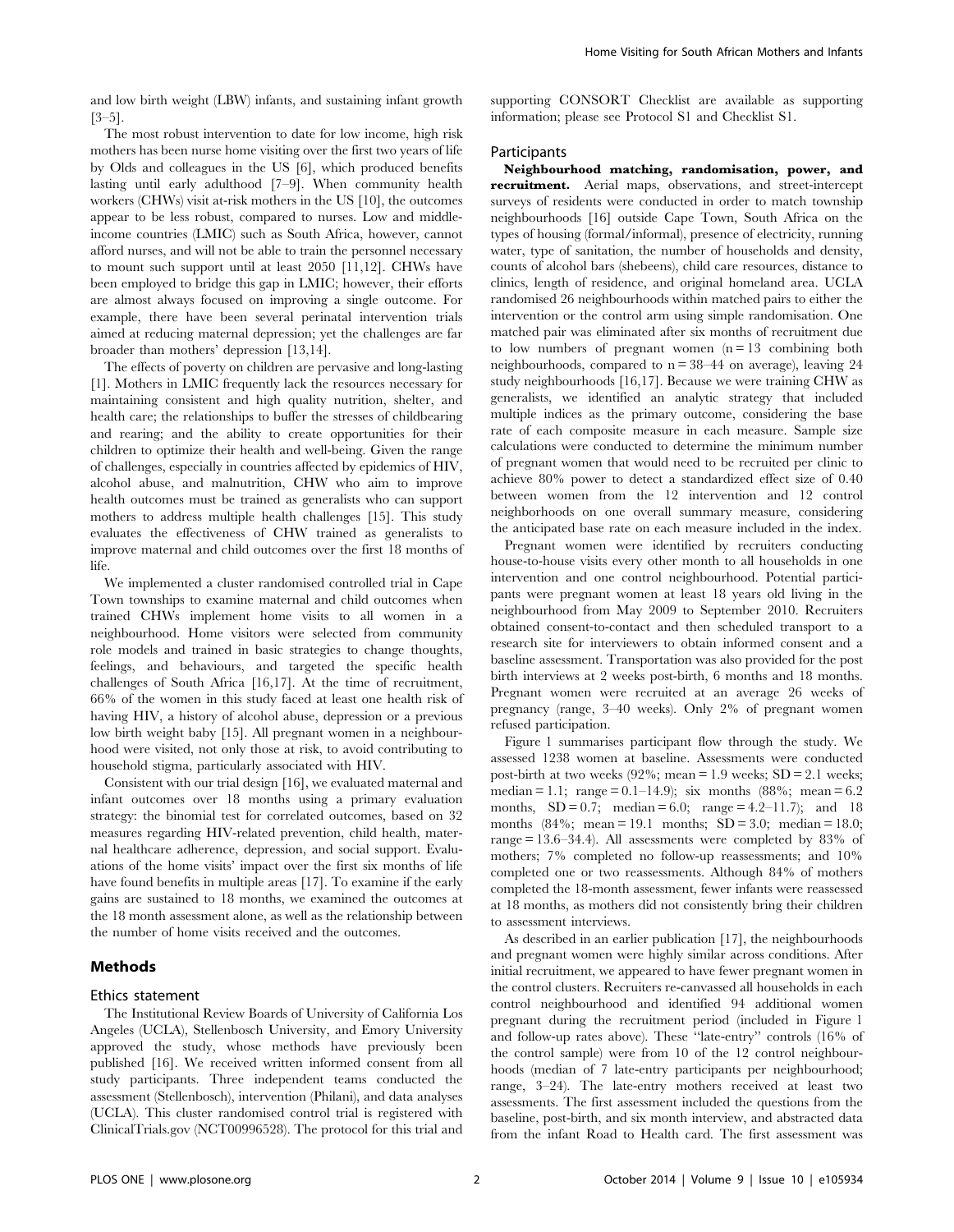and low birth weight (LBW) infants, and sustaining infant growth [3–5].

The most robust intervention to date for low income, high risk mothers has been nurse home visiting over the first two years of life by Olds and colleagues in the US [6], which produced benefits lasting until early adulthood [7–9]. When community health workers (CHWs) visit at-risk mothers in the US [10], the outcomes appear to be less robust, compared to nurses. Low and middle-income countries (LMIC) such as South Africa, however, cannot afford nurses, and will not be able to train the personnel necessary to mount such support until at least 2050 [11,12]. CHWs have been employed to bridge this gap in LMIC; however, their efforts are almost always focused on improving a single outcome. For example, there have been several perinatal intervention trials aimed at reducing maternal depression; yet the challenges are far broader than mothers' depression [13,14].

The effects of poverty on children are pervasive and long-lasting [1]. Mothers in LMIC frequently lack the resources necessary for maintaining consistent and high quality nutrition, shelter, and health care; the relationships to buffer the stresses of childbearing and rearing; and the ability to create opportunities for their children to optimize their health and well-being. Given the range of challenges, especially in countries affected by epidemics of HIV, alcohol abuse, and malnutrition, CHW who aim to improve health outcomes must be trained as generalists who can support mothers to address multiple health challenges [15]. This study evaluates the effectiveness of CHW trained as generalists to improve maternal and child outcomes over the first 18 months of life.

We implemented a cluster randomised controlled trial in Cape Town townships to examine maternal and child outcomes when trained CHWs implement home visits to all women in a neighbourhood. Home visitors were selected from community role models and trained in basic strategies to change thoughts, feelings, and behaviours, and targeted the specific health challenges of South Africa [16,17]. At the time of recruitment, 66% of the women in this study faced at least one health risk of having HIV, a history of alcohol abuse, depression or a previous low birth weight baby [15]. All pregnant women in a neighbourhood were visited, not only those at risk, to avoid contributing to household stigma, particularly associated with HIV.

Consistent with our trial design [16], we evaluated maternal and infant outcomes over 18 months using a primary evaluation strategy: the binomial test for correlated outcomes, based on 32 measures regarding HIV-related prevention, child health, maternal healthcare adherence, depression, and social support. Evaluations of the home visits' impact over the first six months of life have found benefits in multiple areas [17]. To examine if the early gains are sustained to 18 months, we examined the outcomes at the 18 month assessment alone, as well as the relationship between the number of home visits received and the outcomes.

## Methods

### Ethics statement

The Institutional Review Boards of University of California Los Angeles (UCLA), Stellenbosch University, and Emory University approved the study, whose methods have previously been published [16]. We received written informed consent from all study participants. Three independent teams conducted the assessment (Stellenbosch), intervention (Philani), and data analyses (UCLA). This cluster randomised control trial is registered with ClinicalTrials.gov (NCT00996528). The protocol for this trial and supporting CONSORT Checklist are available as supporting information; please see Protocol S1 and Checklist S1.

### Participants

**Neighbourhood matching, randomisation, power, and recruitment.** Aerial maps, observations, and street-intercept surveys of residents were conducted in order to match township neighbourhoods [16] outside Cape Town, South Africa on the types of housing (formal/informal), presence of electricity, running water, type of sanitation, the number of households and density, counts of alcohol bars (shebeens), child care resources, distance to clinics, length of residence, and original homeland area. UCLA randomised 26 neighbourhoods within matched pairs to either the intervention or the control arm using simple randomisation. One matched pair was eliminated after six months of recruitment due to low numbers of pregnant women (n = 13 combining both neighbourhoods, compared to n = 38–44 on average), leaving 24 study neighbourhoods [16,17]. Because we were training CHW as generalists, we identified an analytic strategy that included multiple indices as the primary outcome, considering the base rate of each composite measure in each measure. Sample size calculations were conducted to determine the minimum number of pregnant women that would need to be recruited per clinic to achieve 80% power to detect a standardized effect size of 0.40 between women from the 12 intervention and 12 control neighborhoods on one overall summary measure, considering the anticipated base rate on each measure included in the index.

Pregnant women were identified by recruiters conducting house-to-house visits every other month to all households in one intervention and one control neighbourhood. Potential participants were pregnant women at least 18 years old living in the neighbourhood from May 2009 to September 2010. Recruiters obtained consent-to-contact and then scheduled transport to a research site for interviewers to obtain informed consent and a baseline assessment. Transportation was also provided for the post birth interviews at 2 weeks post-birth, 6 months and 18 months. Pregnant women were recruited at an average 26 weeks of pregnancy (range, 3–40 weeks). Only 2% of pregnant women refused participation.

Figure 1 summarises participant flow through the study. We assessed 1238 women at baseline. Assessments were conducted post-birth at two weeks (92%; mean = 1.9 weeks; SD = 2.1 weeks; median = 1.1; range = 0.1–14.9); six months (88%; mean = 6.2 months, SD = 0.7; median = 6.0; range = 4.2–11.7); and 18 months (84%; mean = 19.1 months; SD = 3.0; median = 18.0; range = 13.6–34.4). All assessments were completed by 83% of mothers; 7% completed no follow-up reassessments; and 10% completed one or two reassessments. Although 84% of mothers completed the 18-month assessment, fewer infants were reassessed at 18 months, as mothers did not consistently bring their children to assessment interviews.

As described in an earlier publication [17], the neighbourhoods and pregnant women were highly similar across conditions. After initial recruitment, we appeared to have fewer pregnant women in the control clusters. Recruiters re-canvassed all households in each control neighbourhood and identified 94 additional women pregnant during the recruitment period (included in Figure 1 and follow-up rates above). These "late-entry" controls (16% of the control sample) were from 10 of the 12 control neighbourhoods (median of 7 late-entry participants per neighbourhood; range, 3–24). The late-entry mothers received at least two assessments. The first assessment included the questions from the baseline, post-birth, and six month interview, and abstracted data from the infant Road to Health card. The first assessment was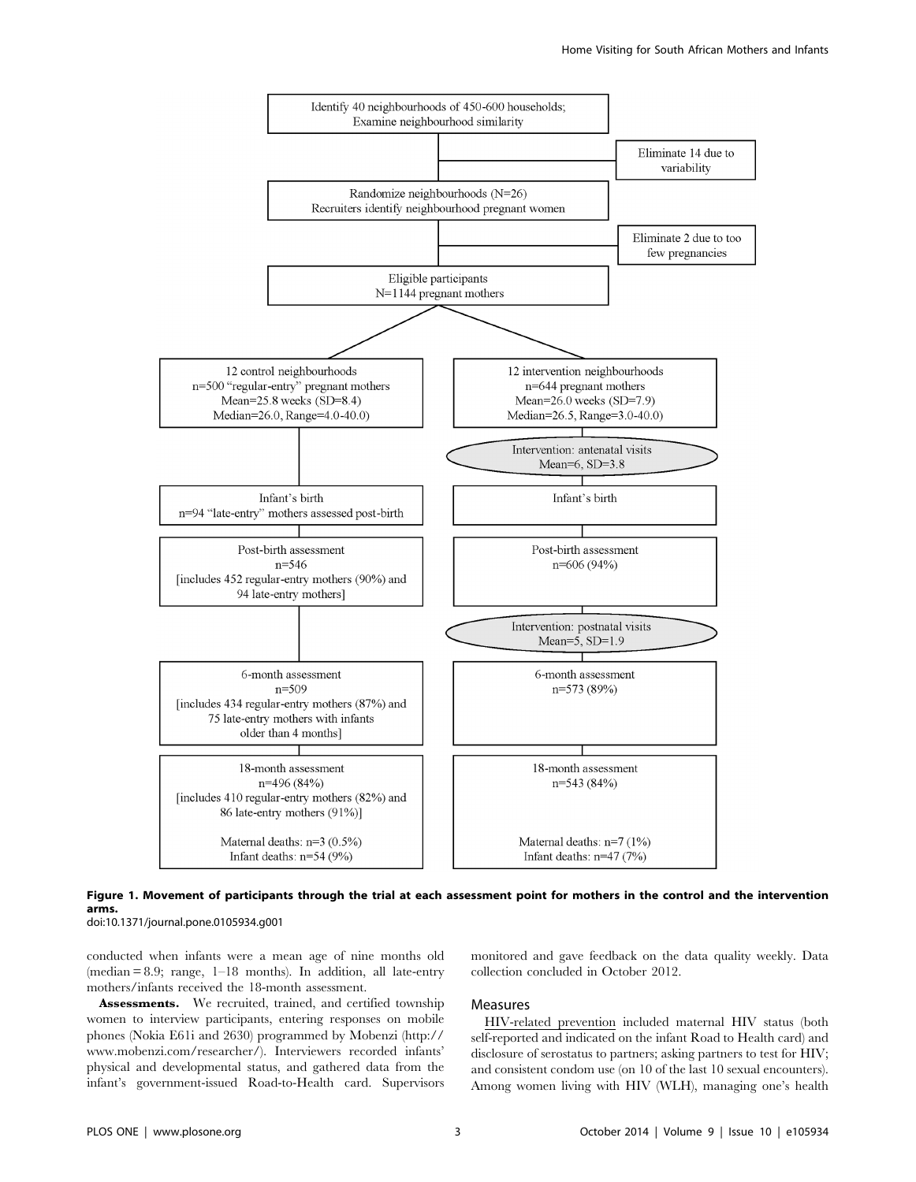Identify 40 neighbourhoods of 450-600 households; Examine neighbourhood similarity

Eliminate 14 due to variability

Randomize neighbourhoods (N=26)
Recruiters identify neighbourhood pregnant women

Eliminate 2 due to too few pregnancies

Eligible participants
N=1144 pregnant mothers

| Control | Intervention |
| --- | --- |
| 12 control neighbourhoods<br>n=500 "regular-entry" pregnant mothers<br>Mean=25.8 weeks (SD=8.4)<br>Median=26.0, Range=4.0-40.0) | 12 intervention neighbourhoods<br>n=644 pregnant mothers<br>Mean=26.0 weeks (SD=7.9)<br>Median=26.5, Range=3.0-40.0) |
| | Intervention: antenatal visits<br>Mean=6, SD=3.8 |
| Infant's birth<br>n=94 "late-entry" mothers assessed post-birth | Infant's birth |
| Post-birth assessment<br>n=546<br>[includes 452 regular-entry mothers (90%) and 94 late-entry mothers] | Post-birth assessment<br>n=606 (94%) |
| | Intervention: postnatal visits<br>Mean=5, SD=1.9 |
| 6-month assessment<br>n=509<br>[includes 434 regular-entry mothers (87%) and 75 late-entry mothers with infants older than 4 months] | 6-month assessment<br>n=573 (89%) |
| 18-month assessment<br>n=496 (84%)<br>[includes 410 regular-entry mothers (82%) and 86 late-entry mothers (91%)]<br><br>Maternal deaths: n=3 (0.5%)<br>Infant deaths: n=54 (9%) | 18-month assessment<br>n=543 (84%)<br><br>Maternal deaths: n=7 (1%)<br>Infant deaths: n=47 (7%) |

**Figure 1. Movement of participants through the trial at each assessment point for mothers in the control and the intervention arms.**
doi:10.1371/journal.pone.0105934.g001

conducted when infants were a mean age of nine months old (median = 8.9; range, 1–18 months). In addition, all late-entry mothers/infants received the 18-month assessment.

**Assessments.** We recruited, trained, and certified township women to interview participants, entering responses on mobile phones (Nokia E61i and 2630) programmed by Mobenzi (http://www.mobenzi.com/researcher/). Interviewers recorded infants' physical and developmental status, and gathered data from the infant's government-issued Road-to-Health card. Supervisors monitored and gave feedback on the data quality weekly. Data collection concluded in October 2012.

## Measures

HIV-related prevention included maternal HIV status (both self-reported and indicated on the infant Road to Health card) and disclosure of serostatus to partners; asking partners to test for HIV; and consistent condom use (on 10 of the last 10 sexual encounters). Among women living with HIV (WLH), managing one's health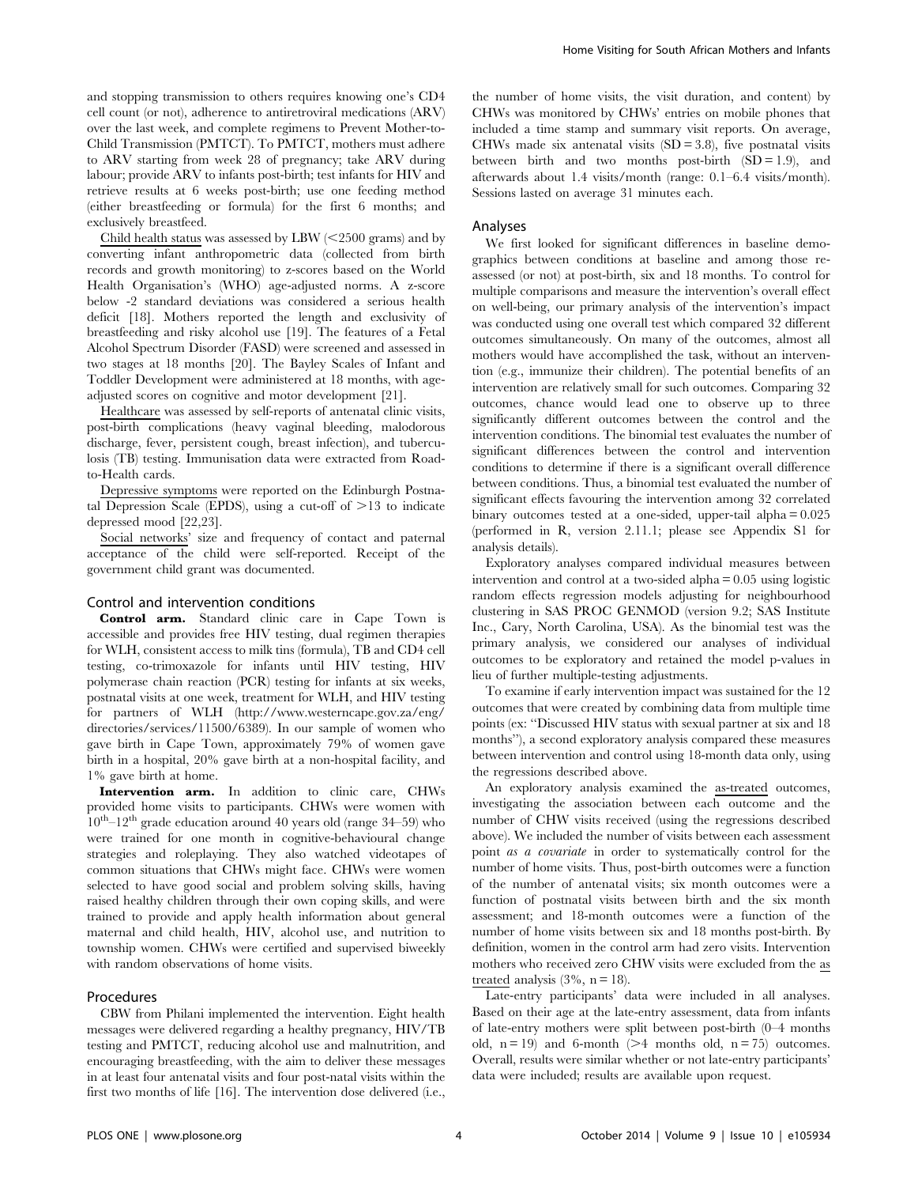and stopping transmission to others requires knowing one's CD4 cell count (or not), adherence to antiretroviral medications (ARV) over the last week, and complete regimens to Prevent Mother-to-Child Transmission (PMTCT). To PMTCT, mothers must adhere to ARV starting from week 28 of pregnancy; take ARV during labour; provide ARV to infants post-birth; test infants for HIV and retrieve results at 6 weeks post-birth; use one feeding method (either breastfeeding or formula) for the first 6 months; and exclusively breastfeed.

Child health status was assessed by LBW (<2500 grams) and by converting infant anthropometric data (collected from birth records and growth monitoring) to z-scores based on the World Health Organisation's (WHO) age-adjusted norms. A z-score below -2 standard deviations was considered a serious health deficit [18]. Mothers reported the length and exclusivity of breastfeeding and risky alcohol use [19]. The features of a Fetal Alcohol Spectrum Disorder (FASD) were screened and assessed in two stages at 18 months [20]. The Bayley Scales of Infant and Toddler Development were administered at 18 months, with age-adjusted scores on cognitive and motor development [21].

Healthcare was assessed by self-reports of antenatal clinic visits, post-birth complications (heavy vaginal bleeding, malodorous discharge, fever, persistent cough, breast infection), and tuberculosis (TB) testing. Immunisation data were extracted from Road-to-Health cards.

Depressive symptoms were reported on the Edinburgh Postnatal Depression Scale (EPDS), using a cut-off of >13 to indicate depressed mood [22,23].

Social networks' size and frequency of contact and paternal acceptance of the child were self-reported. Receipt of the government child grant was documented.

### Control and intervention conditions

**Control arm.** Standard clinic care in Cape Town is accessible and provides free HIV testing, dual regimen therapies for WLH, consistent access to milk tins (formula), TB and CD4 cell testing, co-trimoxazole for infants until HIV testing, HIV polymerase chain reaction (PCR) testing for infants at six weeks, postnatal visits at one week, treatment for WLH, and HIV testing for partners of WLH (http://www.westerncape.gov.za/eng/directories/services/11500/6389). In our sample of women who gave birth in Cape Town, approximately 79% of women gave birth in a hospital, 20% gave birth at a non-hospital facility, and 1% gave birth at home.

**Intervention arm.** In addition to clinic care, CHWs provided home visits to participants. CHWs were women with $10^{th}$–$12^{th}$ grade education around 40 years old (range 34–59) who were trained for one month in cognitive-behavioural change strategies and roleplaying. They also watched videotapes of common situations that CHWs might face. CHWs were women selected to have good social and problem solving skills, having raised healthy children through their own coping skills, and were trained to provide and apply health information about general maternal and child health, HIV, alcohol use, and nutrition to township women. CHWs were certified and supervised biweekly with random observations of home visits.

### Procedures

CBW from Philani implemented the intervention. Eight health messages were delivered regarding a healthy pregnancy, HIV/TB testing and PMTCT, reducing alcohol use and malnutrition, and encouraging breastfeeding, with the aim to deliver these messages in at least four antenatal visits and four post-natal visits within the first two months of life [16]. The intervention dose delivered (i.e., the number of home visits, the visit duration, and content) by CHWs was monitored by CHWs' entries on mobile phones that included a time stamp and summary visit reports. On average, CHWs made six antenatal visits (SD = 3.8), five postnatal visits between birth and two months post-birth (SD = 1.9), and afterwards about 1.4 visits/month (range: 0.1–6.4 visits/month). Sessions lasted on average 31 minutes each.

### Analyses

We first looked for significant differences in baseline demographics between conditions at baseline and among those re-assessed (or not) at post-birth, six and 18 months. To control for multiple comparisons and measure the intervention's overall effect on well-being, our primary analysis of the intervention's impact was conducted using one overall test which compared 32 different outcomes simultaneously. On many of the outcomes, almost all mothers would have accomplished the task, without an intervention (e.g., immunize their children). The potential benefits of an intervention are relatively small for such outcomes. Comparing 32 outcomes, chance would lead one to observe up to three significantly different outcomes between the control and the intervention conditions. The binomial test evaluates the number of significant differences between the control and intervention conditions to determine if there is a significant overall difference between conditions. Thus, a binomial test evaluated the number of significant effects favouring the intervention among 32 correlated binary outcomes tested at a one-sided, upper-tail alpha = 0.025 (performed in R, version 2.11.1; please see Appendix S1 for analysis details).

Exploratory analyses compared individual measures between intervention and control at a two-sided alpha = 0.05 using logistic random effects regression models adjusting for neighbourhood clustering in SAS PROC GENMOD (version 9.2; SAS Institute Inc., Cary, North Carolina, USA). As the binomial test was the primary analysis, we considered our analyses of individual outcomes to be exploratory and retained the model p-values in lieu of further multiple-testing adjustments.

To examine if early intervention impact was sustained for the 12 outcomes that were created by combining data from multiple time points (ex: "Discussed HIV status with sexual partner at six and 18 months"), a second exploratory analysis compared these measures between intervention and control using 18-month data only, using the regressions described above.

An exploratory analysis examined the as-treated outcomes, investigating the association between each outcome and the number of CHW visits received (using the regressions described above). We included the number of visits between each assessment point *as a covariate* in order to systematically control for the number of home visits. Thus, post-birth outcomes were a function of the number of antenatal visits; six month outcomes were a function of postnatal visits between birth and the six month assessment; and 18-month outcomes were a function of the number of home visits between six and 18 months post-birth. By definition, women in the control arm had zero visits. Intervention mothers who received zero CHW visits were excluded from the as treated analysis (3%, n = 18).

Late-entry participants' data were included in all analyses. Based on their age at the late-entry assessment, data from infants of late-entry mothers were split between post-birth (0–4 months old, n = 19) and 6-month (>4 months old, n = 75) outcomes. Overall, results were similar whether or not late-entry participants' data were included; results are available upon request.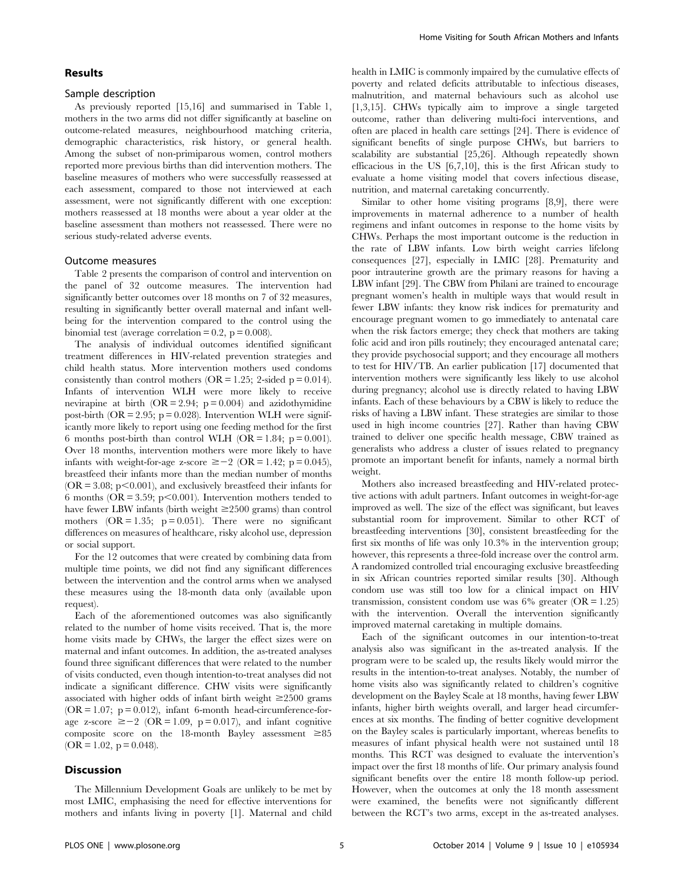## Results

### Sample description

As previously reported [15,16] and summarised in Table 1, mothers in the two arms did not differ significantly at baseline on outcome-related measures, neighbourhood matching criteria, demographic characteristics, risk history, or general health. Among the subset of non-primiparous women, control mothers reported more previous births than did intervention mothers. The baseline measures of mothers who were successfully reassessed at each assessment, compared to those not interviewed at each assessment, were not significantly different with one exception: mothers reassessed at 18 months were about a year older at the baseline assessment than mothers not reassessed. There were no serious study-related adverse events.

### Outcome measures

Table 2 presents the comparison of control and intervention on the panel of 32 outcome measures. The intervention had significantly better outcomes over 18 months on 7 of 32 measures, resulting in significantly better overall maternal and infant well-being for the intervention compared to the control using the binomial test (average correlation = 0.2, $p = 0.008$).

The analysis of individual outcomes identified significant treatment differences in HIV-related prevention strategies and child health status. More intervention mothers used condoms consistently than control mothers (OR = 1.25; 2-sided $p = 0.014$). Infants of intervention WLH were more likely to receive nevirapine at birth (OR = 2.94; $p = 0.004$) and azidothymidine post-birth (OR = 2.95; $p = 0.028$). Intervention WLH were significantly more likely to report using one feeding method for the first 6 months post-birth than control WLH (OR = 1.84; $p = 0.001$). Over 18 months, intervention mothers were more likely to have infants with weight-for-age z-score $\geq -2$ (OR = 1.42; $p = 0.045$), breastfeed their infants more than the median number of months (OR = 3.08; $p < 0.001$), and exclusively breastfeed their infants for 6 months (OR = 3.59; $p < 0.001$). Intervention mothers tended to have fewer LBW infants (birth weight $\geq$2500 grams) than control mothers (OR = 1.35; $p = 0.051$). There were no significant differences on measures of healthcare, risky alcohol use, depression or social support.

For the 12 outcomes that were created by combining data from multiple time points, we did not find any significant differences between the intervention and the control arms when we analysed these measures using the 18-month data only (available upon request).

Each of the aforementioned outcomes was also significantly related to the number of home visits received. That is, the more home visits made by CHWs, the larger the effect sizes were on maternal and infant outcomes. In addition, the as-treated analyses found three significant differences that were related to the number of visits conducted, even though intention-to-treat analyses did not indicate a significant difference. CHW visits were significantly associated with higher odds of infant birth weight $\geq$2500 grams (OR = 1.07; $p = 0.012$), infant 6-month head-circumference-for-age z-score $\geq -2$ (OR = 1.09, $p = 0.017$), and infant cognitive composite score on the 18-month Bayley assessment $\geq$85 (OR = 1.02, $p = 0.048$).

## Discussion

The Millennium Development Goals are unlikely to be met by most LMIC, emphasising the need for effective interventions for mothers and infants living in poverty [1]. Maternal and child health in LMIC is commonly impaired by the cumulative effects of poverty and related deficits attributable to infectious diseases, malnutrition, and maternal behaviours such as alcohol use [1,3,15]. CHWs typically aim to improve a single targeted outcome, rather than delivering multi-foci interventions, and often are placed in health care settings [24]. There is evidence of significant benefits of single purpose CHWs, but barriers to scalability are substantial [25,26]. Although repeatedly shown efficacious in the US [6,7,10], this is the first African study to evaluate a home visiting model that covers infectious disease, nutrition, and maternal caretaking concurrently.

Similar to other home visiting programs [8,9], there were improvements in maternal adherence to a number of health regimens and infant outcomes in response to the home visits by CHWs. Perhaps the most important outcome is the reduction in the rate of LBW infants. Low birth weight carries lifelong consequences [27], especially in LMIC [28]. Prematurity and poor intrauterine growth are the primary reasons for having a LBW infant [29]. The CBW from Philani are trained to encourage pregnant women's health in multiple ways that would result in fewer LBW infants: they know risk indices for prematurity and encourage pregnant women to go immediately to antenatal care when the risk factors emerge; they check that mothers are taking folic acid and iron pills routinely; they encouraged antenatal care; they provide psychosocial support; and they encourage all mothers to test for HIV/TB. An earlier publication [17] documented that intervention mothers were significantly less likely to use alcohol during pregnancy; alcohol use is directly related to having LBW infants. Each of these behaviours by a CBW is likely to reduce the risks of having a LBW infant. These strategies are similar to those used in high income countries [27]. Rather than having CBW trained to deliver one specific health message, CBW trained as generalists who address a cluster of issues related to pregnancy promote an important benefit for infants, namely a normal birth weight.

Mothers also increased breastfeeding and HIV-related protective actions with adult partners. Infant outcomes in weight-for-age improved as well. The size of the effect was significant, but leaves substantial room for improvement. Similar to other RCT of breastfeeding interventions [30], consistent breastfeeding for the first six months of life was only 10.3% in the intervention group; however, this represents a three-fold increase over the control arm. A randomized controlled trial encouraging exclusive breastfeeding in six African countries reported similar results [30]. Although condom use was still too low for a clinical impact on HIV transmission, consistent condom use was 6% greater (OR = 1.25) with the intervention. Overall the intervention significantly improved maternal caretaking in multiple domains.

Each of the significant outcomes in our intention-to-treat analysis also was significant in the as-treated analysis. If the program were to be scaled up, the results likely would mirror the results in the intention-to-treat analyses. Notably, the number of home visits also was significantly related to children's cognitive development on the Bayley Scale at 18 months, having fewer LBW infants, higher birth weights overall, and larger head circumferences at six months. The finding of better cognitive development on the Bayley scales is particularly important, whereas benefits to measures of infant physical health were not sustained until 18 months. This RCT was designed to evaluate the intervention's impact over the first 18 months of life. Our primary analysis found significant benefits over the entire 18 month follow-up period. However, when the outcomes at only the 18 month assessment were examined, the benefits were not significantly different between the RCT's two arms, except in the as-treated analyses.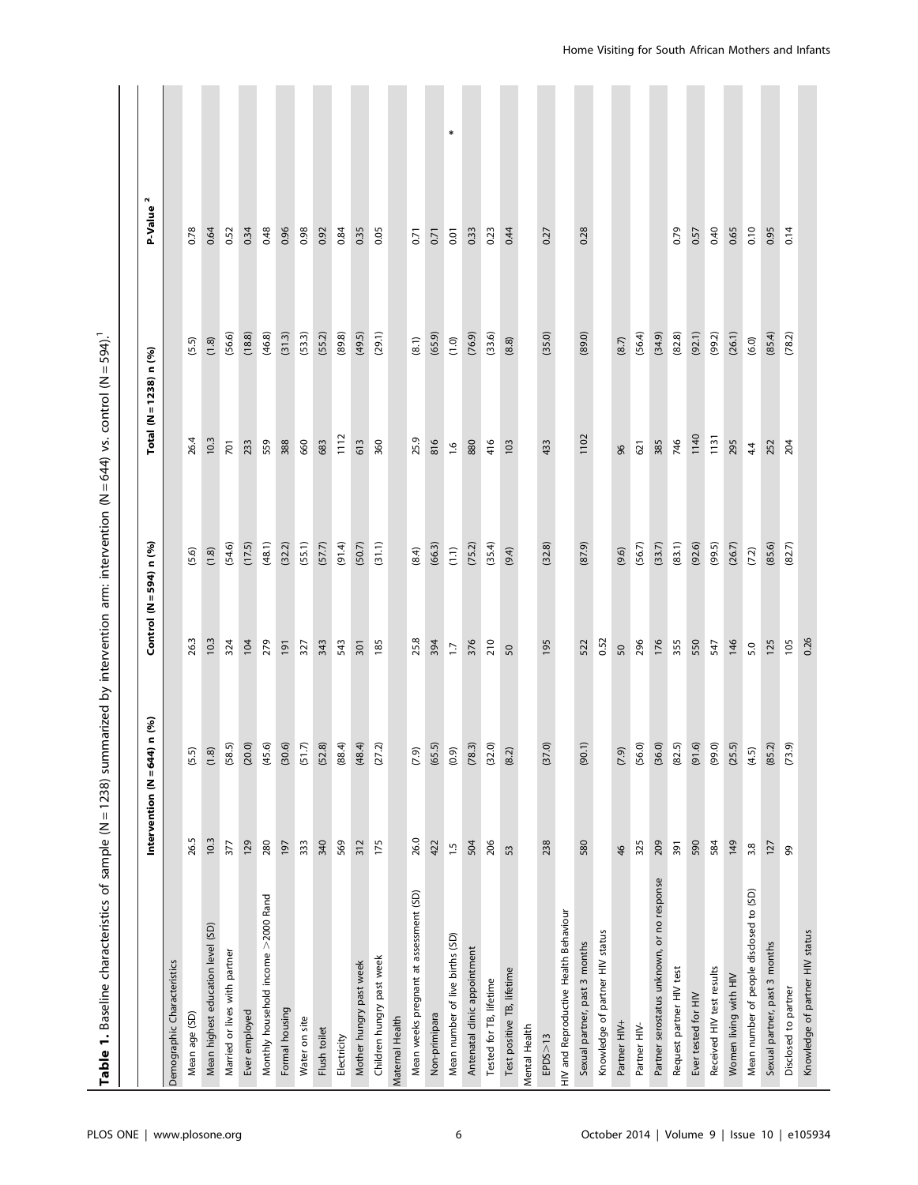**Table 1.** Baseline characteristics of sample (N = 1238) summarized by intervention arm: intervention (N = 644) vs. control (N = 594).[1]

| | Intervention (N = 644) n | (%) | Control (N = 594) n | (%) | Total (N = 1238) n | (%) | P-Value [2] | |
|---|---|---|---|---|---|---|---|---|
| Demographic Characteristics | | | | | | | | |
| Mean age (SD) | 26.5 | (5.5) | 26.3 | (5.6) | 26.4 | (5.5) | 0.78 | |
| Mean highest education level (SD) | 10.3 | (1.8) | 10.3 | (1.8) | 10.3 | (1.8) | 0.64 | |
| Married or lives with partner | 377 | (58.5) | 324 | (54.6) | 701 | (56.6) | 0.52 | |
| Ever employed | 129 | (20.0) | 104 | (17.5) | 233 | (18.8) | 0.34 | |
| Monthly household income >2000 Rand | 280 | (45.6) | 279 | (48.1) | 559 | (46.8) | 0.48 | |
| Formal housing | 197 | (30.6) | 191 | (32.2) | 388 | (31.3) | 0.96 | |
| Water on site | 333 | (51.7) | 327 | (55.1) | 660 | (53.3) | 0.98 | |
| Flush toilet | 340 | (52.8) | 343 | (57.7) | 683 | (55.2) | 0.92 | |
| Electricity | 569 | (88.4) | 543 | (91.4) | 1112 | (89.8) | 0.84 | |
| Mother hungry past week | 312 | (48.4) | 301 | (50.7) | 613 | (49.5) | 0.35 | |
| Children hungry past week | 175 | (27.2) | 185 | (31.1) | 360 | (29.1) | 0.05 | |
| Maternal Health | | | | | | | | |
| Mean weeks pregnant at assessment (SD) | 26.0 | (7.9) | 25.8 | (8.4) | 25.9 | (8.1) | 0.71 | |
| Non-primipara | 422 | (65.5) | 394 | (66.3) | 816 | (65.9) | 0.71 | |
| Mean number of live births (SD) | 1.5 | (0.9) | 1.7 | (1.1) | 1.6 | (1.0) | 0.01 | * |
| Antenatal clinic appointment | 504 | (78.3) | 376 | (75.2) | 880 | (76.9) | 0.33 | |
| Tested for TB, lifetime | 206 | (32.0) | 210 | (35.4) | 416 | (33.6) | 0.23 | |
| Test positive TB, lifetime | 53 | (8.2) | 50 | (9.4) | 103 | (8.8) | 0.44 | |
| Mental Health | | | | | | | | |
| EPDS>13 | 238 | (37.0) | 195 | (32.8) | 433 | (35.0) | 0.27 | |
| HIV and Reproductive Health Behaviour | | | | | | | | |
| Sexual partner, past 3 months | 580 | (90.1) | 522 | (87.9) | 1102 | (89.0) | 0.28 | |
| Knowledge of partner HIV status | | | 0.52 | | | | | |
| Partner HIV+ | 46 | (7.9) | 50 | (9.6) | 96 | (8.7) | | |
| Partner HIV- | 325 | (56.0) | 296 | (56.7) | 621 | (56.4) | | |
| Partner serostatus unknown, or no response | 209 | (36.0) | 176 | (33.7) | 385 | (34.9) | | |
| Request partner HIV test | 391 | (82.5) | 355 | (83.1) | 746 | (82.8) | 0.79 | |
| Ever tested for HIV | 590 | (91.6) | 550 | (92.6) | 1140 | (92.1) | 0.57 | |
| Received HIV test results | 584 | (99.0) | 547 | (99.5) | 1131 | (99.2) | 0.40 | |
| Women living with HIV | 149 | (25.5) | 146 | (26.7) | 295 | (26.1) | 0.65 | |
| Mean number of people disclosed to (SD) | 3.8 | (4.5) | 5.0 | (7.2) | 4.4 | (6.0) | 0.10 | |
| Sexual partner, past 3 months | 127 | (85.2) | 125 | (85.6) | 252 | (85.4) | 0.95 | |
| Disclosed to partner | 99 | (73.9) | 105 | (82.7) | 204 | (78.2) | 0.14 | |
| Knowledge of partner HIV status | | | 0.26 | | | | | |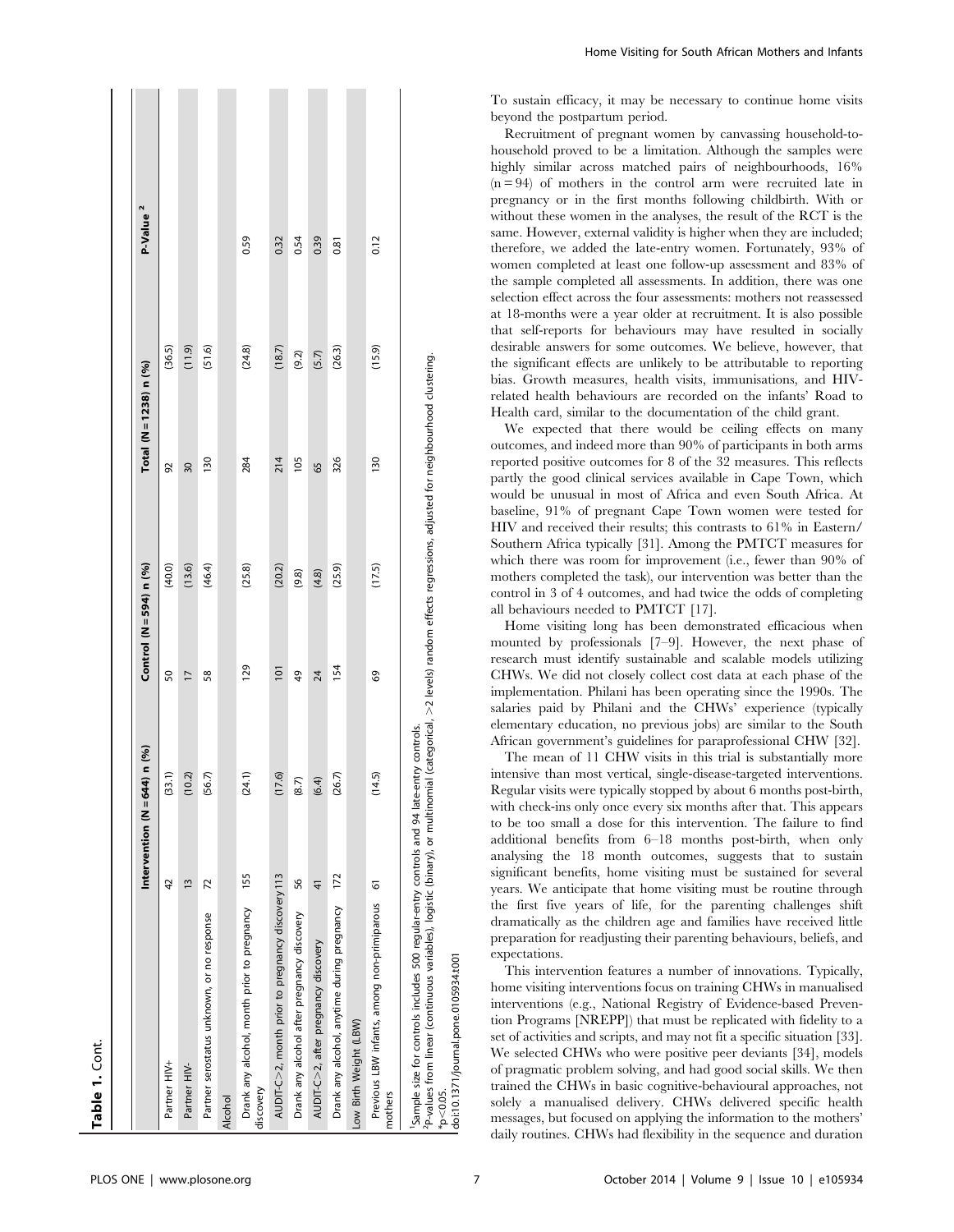**Table 1.** Cont.

| | Intervention (N = 644) n (%) | | Control (N = 594) n (%) | | Total (N = 1238) n (%) | | P-Value ² |
|---|---|---|---|---|---|---|---|
| Partner HIV+ | 42 | (33.1) | 50 | (40.0) | 92 | (36.5) | |
| Partner HIV- | 13 | (10.2) | 17 | (13.6) | 30 | (11.9) | |
| Partner serostatus unknown, or no response | 72 | (56.7) | 58 | (46.4) | 130 | (51.6) | |
| **Alcohol** | | | | | | | |
| Drank any alcohol, month prior to pregnancy discovery | 155 | (24.1) | 129 | (25.8) | 284 | (24.8) | 0.59 |
| AUDIT-C>2, month prior to pregnancy discovery | 113 | (17.6) | 101 | (20.2) | 214 | (18.7) | 0.32 |
| Drank any alcohol after pregnancy discovery | 56 | (8.7) | 49 | (9.8) | 105 | (9.2) | 0.54 |
| AUDIT-C>2, after pregnancy discovery | 41 | (6.4) | 24 | (4.8) | 65 | (5.7) | 0.39 |
| Drank any alcohol, anytime during pregnancy | 172 | (26.7) | 154 | (25.9) | 326 | (26.3) | 0.81 |
| **Low Birth Weight (LBW)** | | | | | | | |
| Previous LBW infants, among non-primiparous mothers | 61 | (14.5) | 69 | (17.5) | 130 | (15.9) | 0.12 |

¹Sample size for controls includes 500 regular-entry controls and 94 late-entry controls.
²P-values from linear (continuous variables), logistic (binary), or multinomial (categorical, >2 levels) random effects regressions, adjusted for neighbourhood clustering.
*p<0.05.
doi:10.1371/journal.pone.0105934.t001

To sustain efficacy, it may be necessary to continue home visits beyond the postpartum period.

Recruitment of pregnant women by canvassing household-to-household proved to be a limitation. Although the samples were highly similar across matched pairs of neighbourhoods, 16% (n = 94) of mothers in the control arm were recruited late in pregnancy or in the first months following childbirth. With or without these women in the analyses, the result of the RCT is the same. However, external validity is higher when they are included; therefore, we added the late-entry women. Fortunately, 93% of women completed at least one follow-up assessment and 83% of the sample completed all assessments. In addition, there was one selection effect across the four assessments: mothers not reassessed at 18-months were a year older at recruitment. It is also possible that self-reports for behaviours may have resulted in socially desirable answers for some outcomes. We believe, however, that the significant effects are unlikely to be attributable to reporting bias. Growth measures, health visits, immunisations, and HIV-related health behaviours are recorded on the infants' Road to Health card, similar to the documentation of the child grant.

We expected that there would be ceiling effects on many outcomes, and indeed more than 90% of participants in both arms reported positive outcomes for 8 of the 32 measures. This reflects partly the good clinical services available in Cape Town, which would be unusual in most of Africa and even South Africa. At baseline, 91% of pregnant Cape Town women were tested for HIV and received their results; this contrasts to 61% in Eastern/Southern Africa typically [31]. Among the PMTCT measures for which there was room for improvement (i.e., fewer than 90% of mothers completed the task), our intervention was better than the control in 3 of 4 outcomes, and had twice the odds of completing all behaviours needed to PMTCT [17].

Home visiting long has been demonstrated efficacious when mounted by professionals [7–9]. However, the next phase of research must identify sustainable and scalable models utilizing CHWs. We did not closely collect cost data at each phase of the implementation. Philani has been operating since the 1990s. The salaries paid by Philani and the CHWs' experience (typically elementary education, no previous jobs) are similar to the South African government's guidelines for paraprofessional CHW [32].

The mean of 11 CHW visits in this trial is substantially more intensive than most vertical, single-disease-targeted interventions. Regular visits were typically stopped by about 6 months post-birth, with check-ins only once every six months after that. This appears to be too small a dose for this intervention. The failure to find additional benefits from 6–18 months post-birth, when only analysing the 18 month outcomes, suggests that to sustain significant benefits, home visiting must be sustained for several years. We anticipate that home visiting must be routine through the first five years of life, for the parenting challenges shift dramatically as the children age and families have received little preparation for readjusting their parenting behaviours, beliefs, and expectations.

This intervention features a number of innovations. Typically, home visiting interventions focus on training CHWs in manualised interventions (e.g., National Registry of Evidence-based Prevention Programs [NREPP]) that must be replicated with fidelity to a set of activities and scripts, and may not fit a specific situation [33]. We selected CHWs who were positive peer deviants [34], models of pragmatic problem solving, and had good social skills. We then trained the CHWs in basic cognitive-behavioural approaches, not solely a manualised delivery. CHWs delivered specific health messages, but focused on applying the information to the mothers' daily routines. CHWs had flexibility in the sequence and duration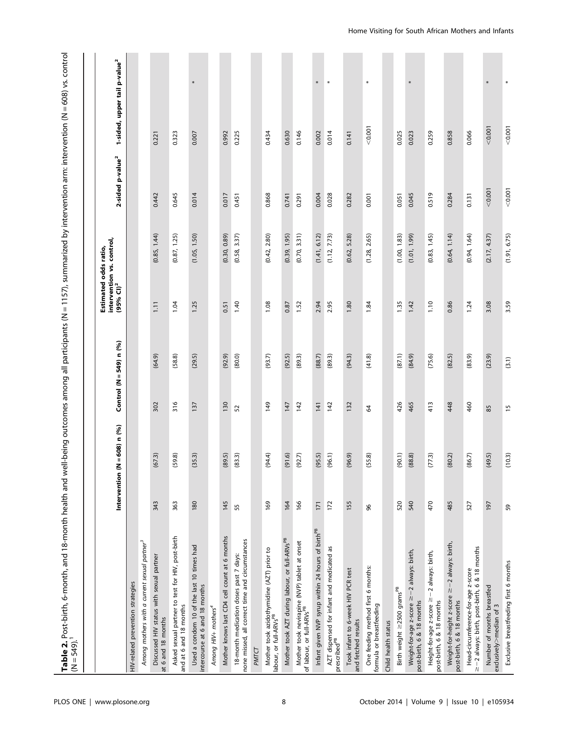**Table 2.** Post-birth, 6-month, and 18-month health and well-being outcomes among all participants (N = 1157), summarized by intervention arm: intervention (N = 608) vs. control (N = 549).[1]

| | Intervention (N = 608) n | (%) | Control (N = 549) n | (%) | Estimated odds ratio, intervention vs. control, (95% CI)[2] | | 2-sided p-value[2] | 1-sided, upper tail p-value[2] | |
|---|---|---|---|---|---|---|---|---|---|
| HIV-related prevention strategies | | | | | | | | | |
| *Among mothers with a current sexual partner*[3] | | | | | | | | | |
| Discussed HIV status with sexual partner at 6 and 18 months | 343 | (67.3) | 302 | (64.9) | 1.11 | (0.85, 1.44) | 0.442 | 0.221 | |
| Asked sexual partner to test for HIV, post-birth and at 6 and 18 months | 363 | (59.8) | 316 | (58.8) | 1.04 | (0.87, 1.25) | 0.645 | 0.323 | |
| Used a condom 10 of the last 10 times had intercourse at 6 and 18 months | 180 | (35.3) | 137 | (29.5) | 1.25 | (1.05, 1.50) | 0.014 | 0.007 | * |
| *Among HIV+ mothers*[4] | | | | | | | | | |
| Mother knows last CD4 cell count at 6 months | 145 | (89.5) | 130 | (92.9) | 0.51 | (0.30, 0.89) | 0.017 | 0.992 | |
| 18-month medication doses past 7 days: none missed, all correct time and circumstances | 55 | (83.3) | 52 | (80.0) | 1.40 | (0.58, 3.37) | 0.451 | 0.225 | |
| *PMTCT* | | | | | | | | | |
| Mother took azidothymidine (AZT) prior to labour, or full-ARVs[PB] | 169 | (94.4) | 149 | (93.7) | 1.08 | (0.42, 2.80) | 0.868 | 0.434 | |
| Mother took AZT during labour, or full-ARVs[PB] | 164 | (91.6) | 147 | (92.5) | 0.87 | (0.39, 1.95) | 0.741 | 0.630 | |
| Mother took nevirapine (NVP) tablet at onset of labour, or full-ARVs[PB] | 166 | (92.7) | 142 | (89.3) | 1.52 | (0.70, 3.31) | 0.291 | 0.146 | |
| Infant given NVP syrup within 24 hours of birth[PB] | 171 | (95.5) | 141 | (88.7) | 2.94 | (1.41, 6.12) | 0.004 | 0.002 | * |
| AZT dispensed for infant and medicated as prescribed[PB] | 172 | (96.1) | 142 | (89.3) | 2.95 | (1.12, 7.73) | 0.028 | 0.014 | * |
| Took infant to 6-week HIV PCR test and fetched results | 155 | (96.9) | 132 | (94.3) | 1.80 | (0.62, 5.28) | 0.282 | 0.141 | |
| One feeding method first 6 months: formula or breastfeeding | 96 | (55.8) | 64 | (41.8) | 1.84 | (1.28, 2.65) | 0.001 | <0.001 | * |
| Child health status | | | | | | | | | |
| Birth weight ≥2500 grams[PB] | 520 | (90.1) | 426 | (87.1) | 1.35 | (1.00, 1.83) | 0.051 | 0.025 | |
| Weight-for-age z-score ≥ −2 always: birth, post-birth, 6 & 18 months | 540 | (88.8) | 465 | (84.9) | 1.42 | (1.01, 1.99) | 0.045 | 0.023 | * |
| Height-for-age z-score ≥ −2 always: birth, post-birth, 6 & 18 months | 470 | (77.3) | 413 | (75.6) | 1.10 | (0.83, 1.45) | 0.519 | 0.259 | |
| Weight-for-height z-score ≥ −2 always: birth, post-birth, 6 & 18 months | 485 | (80.2) | 448 | (82.5) | 0.86 | (0.64, 1.14) | 0.284 | 0.858 | |
| Head-circumference-for-age z-score ≥ −2 always: birth, post-birth, 6 & 18 months | 527 | (86.7) | 460 | (83.9) | 1.24 | (0.94, 1.64) | 0.131 | 0.066 | |
| Number of months breastfed exclusively>median of 3 | 197 | (49.5) | 85 | (23.9) | 3.08 | (2.17, 4.37) | <0.001 | <0.001 | * |
| Exclusive breastfeeding first 6 months | 59 | (10.3) | 15 | (3.1) | 3.59 | (1.91, 6.75) | <0.001 | <0.001 | * |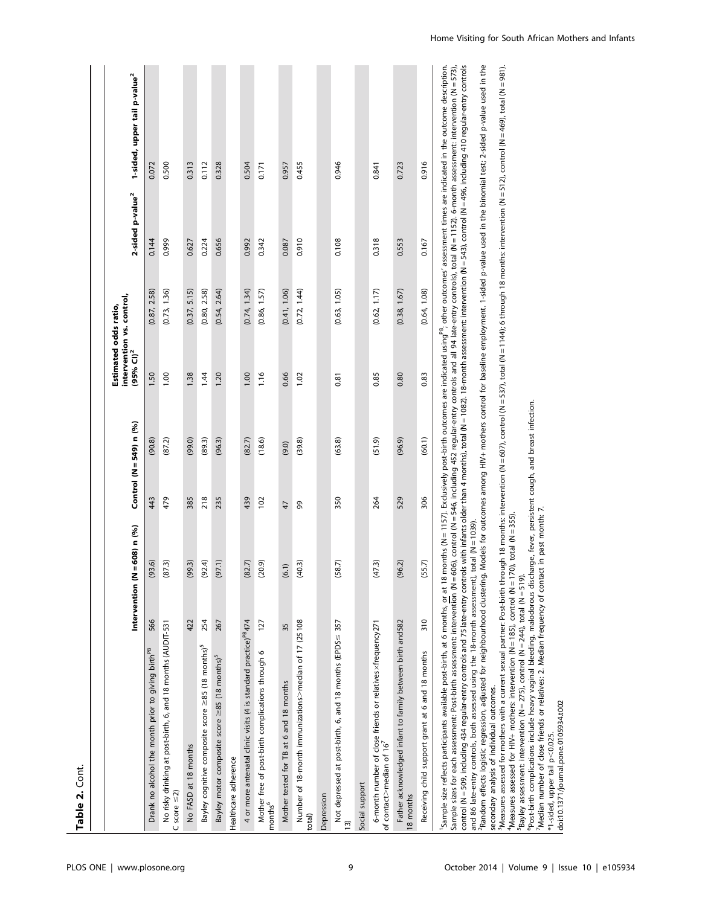**Table 2.** Cont.

| | Intervention (N = 608) n (%) | | Control (N = 549) n (%) | | Estimated odds ratio, intervention vs. control, (95% CI)[2] | | 2-sided p-value[2] | 1-sided, upper tail p-value[2] |
|---|---|---|---|---|---|---|---|---|
| Drank no alcohol the month prior to giving birth[PB] | 566 | (93.6) | 443 | (90.8) | 1.50 | (0.87, 2.58) | 0.144 | 0.072 |
| No risky drinking at post-birth, 6, and 18 months (AUDIT-C score ≤2) | 531 | (87.3) | 479 | (87.2) | 1.00 | (0.73, 1.36) | 0.999 | 0.500 |
| No FASD at 18 months | 422 | (99.3) | 385 | (99.0) | 1.38 | (0.37, 5.15) | 0.627 | 0.313 |
| Bayley cognitive composite score ≥85 (18 months)[5] | 254 | (92.4) | 218 | (89.3) | 1.44 | (0.80, 2.58) | 0.224 | 0.112 |
| Bayley motor composite score ≥85 (18 months)[5] | 267 | (97.1) | 235 | (96.3) | 1.20 | (0.54, 2.64) | 0.656 | 0.328 |
| Healthcare adherence | | | | | | | | |
| 4 or more antenatal clinic visits (4 is standard practice)[PB] | 474 | (82.7) | 439 | (82.7) | 1.00 | (0.74, 1.34) | 0.992 | 0.504 |
| Mother free of post-birth complications through 6 months[6] | 127 | (20.9) | 102 | (18.6) | 1.16 | (0.86, 1.57) | 0.342 | 0.171 |
| Mother tested for TB at 6 and 18 months | 35 | (6.1) | 47 | (9.0) | 0.66 | (0.41, 1.06) | 0.087 | 0.957 |
| Number of 18-month immunizations > median of 17 (25 total) | 108 | (40.3) | 99 | (39.8) | 1.02 | (0.72, 1.44) | 0.910 | 0.455 |
| Depression | | | | | | | | |
| Not depressed at post-birth, 6, and 18 months (EPDS ≤ 13) | 357 | (58.7) | 350 | (63.8) | 0.81 | (0.63, 1.05) | 0.108 | 0.946 |
| Social support | | | | | | | | |
| 6-month number of close friends or relatives×frequency of contact > median of 16[7] | 271 | (47.3) | 264 | (51.9) | 0.85 | (0.62, 1.17) | 0.318 | 0.841 |
| Father acknowledged infant to family between birth and 18 months | 582 | (96.2) | 529 | (96.9) | 0.80 | (0.38, 1.67) | 0.553 | 0.723 |
| Receiving child support grant at 6 and 18 months | 310 | (55.7) | 306 | (60.1) | 0.83 | (0.64, 1.08) | 0.167 | 0.916 |

[1]Sample size reflects participants available post-birth, at 6 months, or at 18 months (N = 1157). Exclusively post-birth outcomes are indicated using[PB], other outcomes' assessment times are indicated in the outcome description. Sample sizes for each assessment: Post-birth assessment: intervention (N = 606), control (N = 546, including 452 regular-entry controls and all 94 late-entry controls), total (N = 1152). 6-month assessment: intervention (N = 573), control (N = 509, including 434 regular-entry controls and 75 late-entry controls with infants older than 4 months), total (N = 1082). 18-month assessment: intervention (N = 543), control (N = 496, including 410 regular-entry controls and 86 late-entry controls, both assessed using the 18-month assessment), total (N = 1039).

[2]Random effects logistic regression, adjusted for neighbourhood clustering. Models for outcomes among HIV+ mothers control for baseline employment. 1-sided p-value used in the binomial test; 2-sided p-value used in the secondary analysis of individual outcomes.

[3]Measures assessed for mothers with a current sexual partner: Post-birth through 18 months: intervention (N = 607), control (N = 537), total (N = 1144); 6 through 18 months: intervention (N = 512), control (N = 469), total (N = 981).

[4]Measures assessed for HIV+ mothers: intervention (N = 185), control (N = 170), total (N = 355).

[5]Bayley assessment: intervention (N = 275), control (N = 244), total (N = 519).

[6]Post-birth complications include heavy vaginal bleeding, malodorous discharge, fever, persistent cough, and breast infection.

[7]Median number of close friends or relatives: 2. Median frequency of contact in past month: 7.

*1-sided, upper tail $p < 0.025$.

doi:10.1371/journal.pone.0105934.t002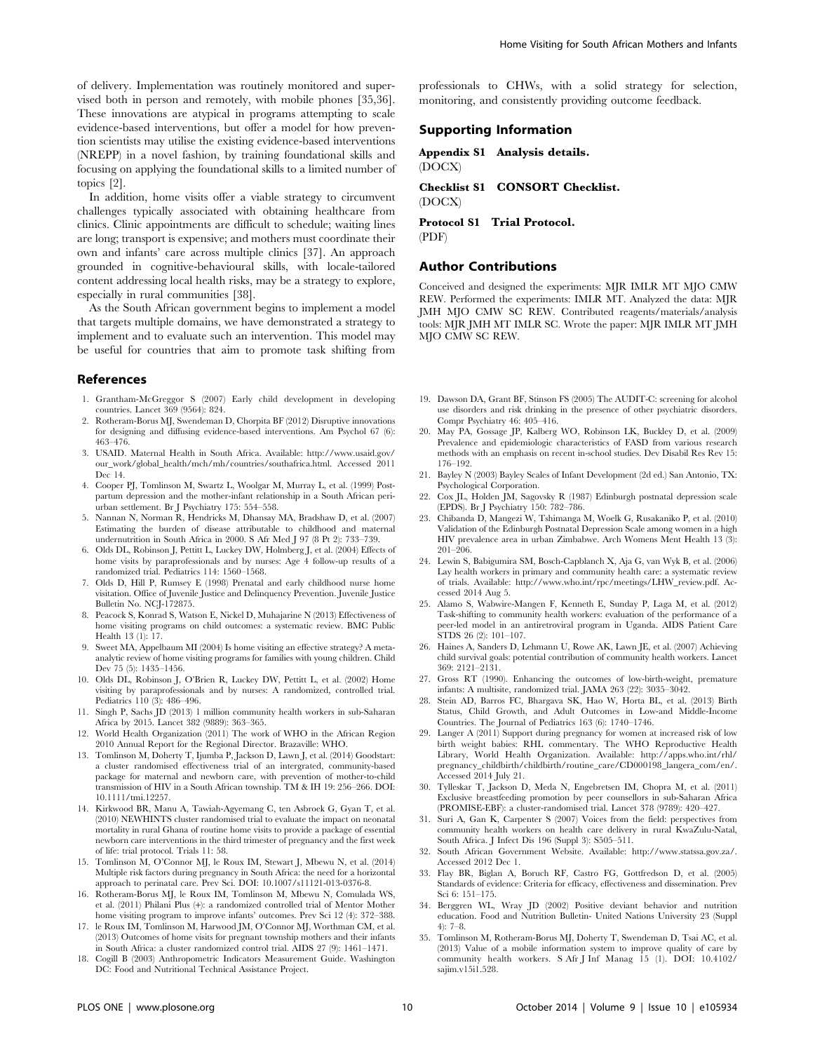of delivery. Implementation was routinely monitored and supervised both in person and remotely, with mobile phones [35,36]. These innovations are atypical in programs attempting to scale evidence-based interventions, but offer a model for how prevention scientists may utilise the existing evidence-based interventions (NREPP) in a novel fashion, by training foundational skills and focusing on applying the foundational skills to a limited number of topics [2].

In addition, home visits offer a viable strategy to circumvent challenges typically associated with obtaining healthcare from clinics. Clinic appointments are difficult to schedule; waiting lines are long; transport is expensive; and mothers must coordinate their own and infants' care across multiple clinics [37]. An approach grounded in cognitive-behavioural skills, with locale-tailored content addressing local health risks, may be a strategy to explore, especially in rural communities [38].

As the South African government begins to implement a model that targets multiple domains, we have demonstrated a strategy to implement and to evaluate such an intervention. This model may be useful for countries that aim to promote task shifting from professionals to CHWs, with a solid strategy for selection, monitoring, and consistently providing outcome feedback.

## Supporting Information

**Appendix S1 Analysis details.**
(DOCX)

**Checklist S1 CONSORT Checklist.**
(DOCX)

**Protocol S1 Trial Protocol.**
(PDF)

## Author Contributions

Conceived and designed the experiments: MJR IMLR MT MJO CMW REW. Performed the experiments: IMLR MT. Analyzed the data: MJR JMH MJO CMW SC REW. Contributed reagents/materials/analysis tools: MJR JMH MT IMLR SC. Wrote the paper: MJR IMLR MT JMH MJO CMW SC REW.

## References

1. Grantham-McGreggor S (2007) Early child development in developing countries. Lancet 369 (9564): 824.
2. Rotheram-Borus MJ, Swendeman D, Chorpita BF (2012) Disruptive innovations for designing and diffusing evidence-based interventions. Am Psychol 67 (6): 463–476.
3. USAID. Maternal Health in South Africa. Available: http://www.usaid.gov/our_work/global_health/mch/mh/countries/southafrica.html. Accessed 2011 Dec 14.
4. Cooper PJ, Tomlinson M, Swartz L, Woolgar M, Murray L, et al. (1999) Post-partum depression and the mother-infant relationship in a South African peri-urban settlement. Br J Psychiatry 175: 554–558.
5. Nannan N, Norman R, Hendricks M, Dhansay MA, Bradshaw D, et al. (2007) Estimating the burden of disease attributable to childhood and maternal undernutrition in South Africa in 2000. S Afr Med J 97 (8 Pt 2): 733–739.
6. Olds DL, Robinson J, Pettitt L, Luckey DW, Holmberg J, et al. (2004) Effects of home visits by paraprofessionals and by nurses: Age 4 follow-up results of a randomized trial. Pediatrics 114: 1560–1568.
7. Olds D, Hill P, Rumsey E (1998) Prenatal and early childhood nurse home visitation. Office of Juvenile Justice and Delinquency Prevention. Juvenile Justice Bulletin No. NCJ-172875.
8. Peacock S, Konrad S, Watson E, Nickel D, Muhajarine N (2013) Effectiveness of home visiting programs on child outcomes: a systematic review. BMC Public Health 13 (1): 17.
9. Sweet MA, Appelbaum MI (2004) Is home visiting an effective strategy? A meta-analytic review of home visiting programs for families with young children. Child Dev 75 (5): 1435–1456.
10. Olds DL, Robinson J, O'Brien R, Luckey DW, Pettitt L, et al. (2002) Home visiting by paraprofessionals and by nurses: A randomized, controlled trial. Pediatrics 110 (3): 486–496.
11. Singh P, Sachs JD (2013) 1 million community health workers in sub-Saharan Africa by 2015. Lancet 382 (9889): 363–365.
12. World Health Organization (2011) The work of WHO in the African Region 2010 Annual Report for the Regional Director. Brazzaville: WHO.
13. Tomlinson M, Doherty T, Ijumba P, Jackson D, Lawn J, et al. (2014) Goodstart: a cluster randomised effectiveness trial of an intergrated, community-based package for maternal and newborn care, with prevention of mother-to-child transmission of HIV in a South African township. TM & IH 19: 256–266. DOI: 10.1111/tmi.12257.
14. Kirkwood BR, Manu A, Tawiah-Agyemang C, ten Asbroek G, Gyan T, et al. (2010) NEWHINTS cluster randomised trial to evaluate the impact on neonatal mortality in rural Ghana of routine home visits to provide a package of essential newborn care interventions in the third trimester of pregnancy and the first week of life: trial protocol. Trials 11: 58.
15. Tomlinson M, O'Connor MJ, le Roux IM, Stewart J, Mbewu N, et al. (2014) Multiple risk factors during pregnancy in South Africa: the need for a horizontal approach to perinatal care. Prev Sci. DOI: 10.1007/s11121-013-0376-8.
16. Rotheram-Borus MJ, le Roux IM, Tomlinson M, Mbewu N, Comulada WS, et al. (2011) Philani Plus (+): a randomized controlled trial of Mentor Mother home visiting program to improve infants' outcomes. Prev Sci 12 (4): 372–388.
17. le Roux IM, Tomlinson M, Harwood JM, O'Connor MJ, Worthman CM, et al. (2013) Outcomes of home visits for pregnant township mothers and their infants in South Africa: a cluster randomized control trial. AIDS 27 (9): 1461–1471.
18. Cogill B (2003) Anthropometric Indicators Measurement Guide. Washington DC: Food and Nutritional Technical Assistance Project.
19. Dawson DA, Grant BF, Stinson FS (2005) The AUDIT-C: screening for alcohol use disorders and risk drinking in the presence of other psychiatric disorders. Compr Psychiatry 46: 405–416.
20. May PA, Gossage JP, Kalberg WO, Robinson LK, Buckley D, et al. (2009) Prevalence and epidemiologic characteristics of FASD from various research methods with an emphasis on recent in-school studies. Dev Disabil Res Rev 15: 176–192.
21. Bayley N (2003) Bayley Scales of Infant Development (2d ed.) San Antonio, TX: Psychological Corporation.
22. Cox JL, Holden JM, Sagovsky R (1987) Edinburgh postnatal depression scale (EPDS). Br J Psychiatry 150: 782–786.
23. Chibanda D, Mangezi W, Tshimanga M, Woelk G, Rusakaniko P, et al. (2010) Validation of the Edinburgh Postnatal Depression Scale among women in a high HIV prevalence area in urban Zimbabwe. Arch Womens Ment Health 13 (3): 201–206.
24. Lewin S, Babigumira SM, Bosch-Capblanch X, Aja G, van Wyk B, et al. (2006) Lay health workers in primary and community health care: a systematic review of trials. Available: http://www.who.int/rpc/meetings/LHW_review.pdf. Accessed 2014 Aug 5.
25. Alamo S, Wabwire-Mangen F, Kenneth E, Sunday P, Laga M, et al. (2012) Task-shifting to community health workers: evaluation of the performance of a peer-led model in an antiretroviral program in Uganda. AIDS Patient Care STDS 26 (2): 101–107.
26. Haines A, Sanders D, Lehmann U, Rowe AK, Lawn JE, et al. (2007) Achieving child survival goals: potential contribution of community health workers. Lancet 369: 2121–2131.
27. Gross RT (1990). Enhancing the outcomes of low-birth-weight, premature infants: A multisite, randomized trial. JAMA 263 (22): 3035–3042.
28. Stein AD, Barros FC, Bhargava SK, Hao W, Horta BL, et al. (2013) Birth Status, Child Growth, and Adult Outcomes in Low-and Middle-Income Countries. The Journal of Pediatrics 163 (6): 1740–1746.
29. Langer A (2011) Support during pregnancy for women at increased risk of low birth weight babies: RHL commentary. The WHO Reproductive Health Library, World Health Organization. Available: http://apps.who.int/rhl/pregnancy_childbirth/childbirth/routine_care/CD000198_langera_com/en/. Accessed 2014 July 21.
30. Tylleskar T, Jackson D, Meda N, Engebretsen IM, Chopra M, et al. (2011) Exclusive breastfeeding promotion by peer counsellors in sub-Saharan Africa (PROMISE-EBF): a cluster-randomised trial. Lancet 378 (9789): 420–427.
31. Suri A, Gan K, Carpenter S (2007) Voices from the field: perspectives from community health workers on health care delivery in rural KwaZulu-Natal, South Africa. J Infect Dis 196 (Suppl 3): S505–511.
32. South African Government Website. Available: http://www.statssa.gov.za/. Accessed 2012 Dec 1.
33. Flay BR, Biglan A, Boruch RF, Castro FG, Gottfredson D, et al. (2005) Standards of evidence: Criteria for efficacy, effectiveness and dissemination. Prev Sci 6: 151–175.
34. Berggren WL, Wray JD (2002) Positive deviant behavior and nutrition education. Food and Nutrition Bulletin- United Nations University 23 (Suppl 4): 7–8.
35. Tomlinson M, Rotheram-Borus MJ, Doherty T, Swendeman D, Tsai AC, et al. (2013) Value of a mobile information system to improve quality of care by community health workers. S Afr J Inf Manag 15 (1). DOI: 10.4102/sajim.v15i1.528.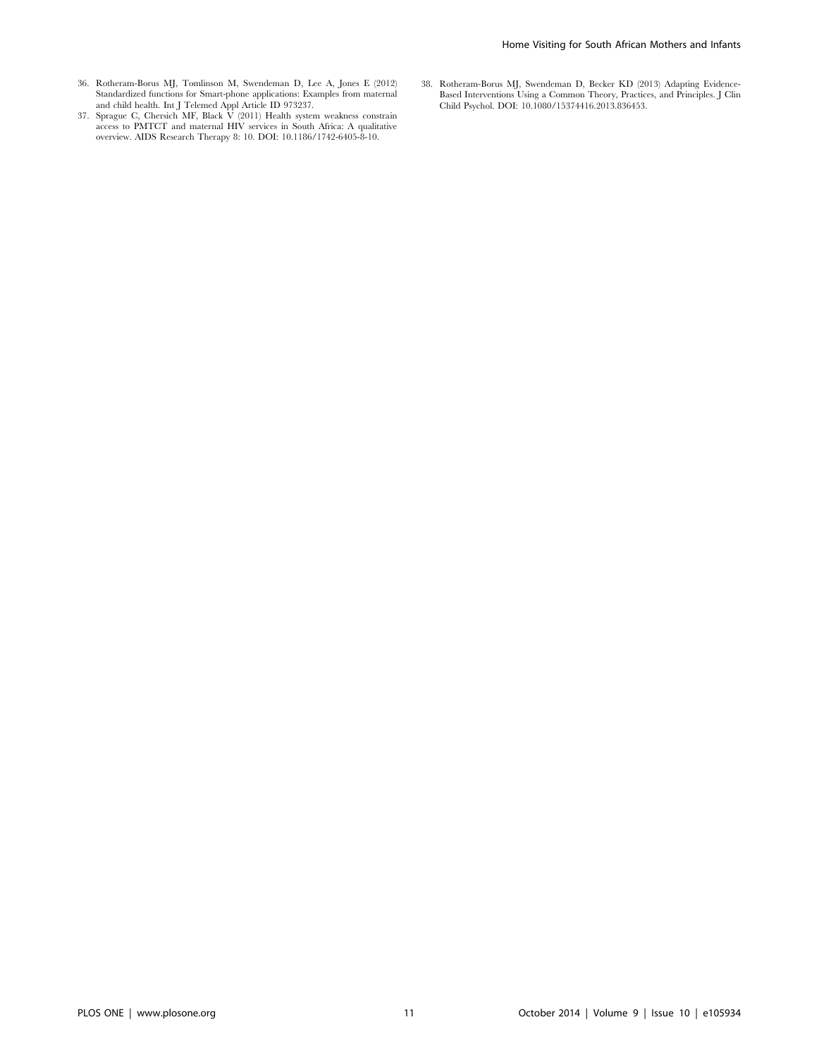36. Rotheram-Borus MJ, Tomlinson M, Swendeman D, Lee A, Jones E (2012) Standardized functions for Smart-phone applications: Examples from maternal and child health. Int J Telemed Appl Article ID 973237.
37. Sprague C, Chersich MF, Black V (2011) Health system weakness constrain access to PMTCT and maternal HIV services in South Africa: A qualitative overview. AIDS Research Therapy 8: 10. DOI: 10.1186/1742-6405-8-10.
38. Rotheram-Borus MJ, Swendeman D, Becker KD (2013) Adapting Evidence-Based Interventions Using a Common Theory, Practices, and Principles. J Clin Child Psychol. DOI: 10.1080/15374416.2013.836453.